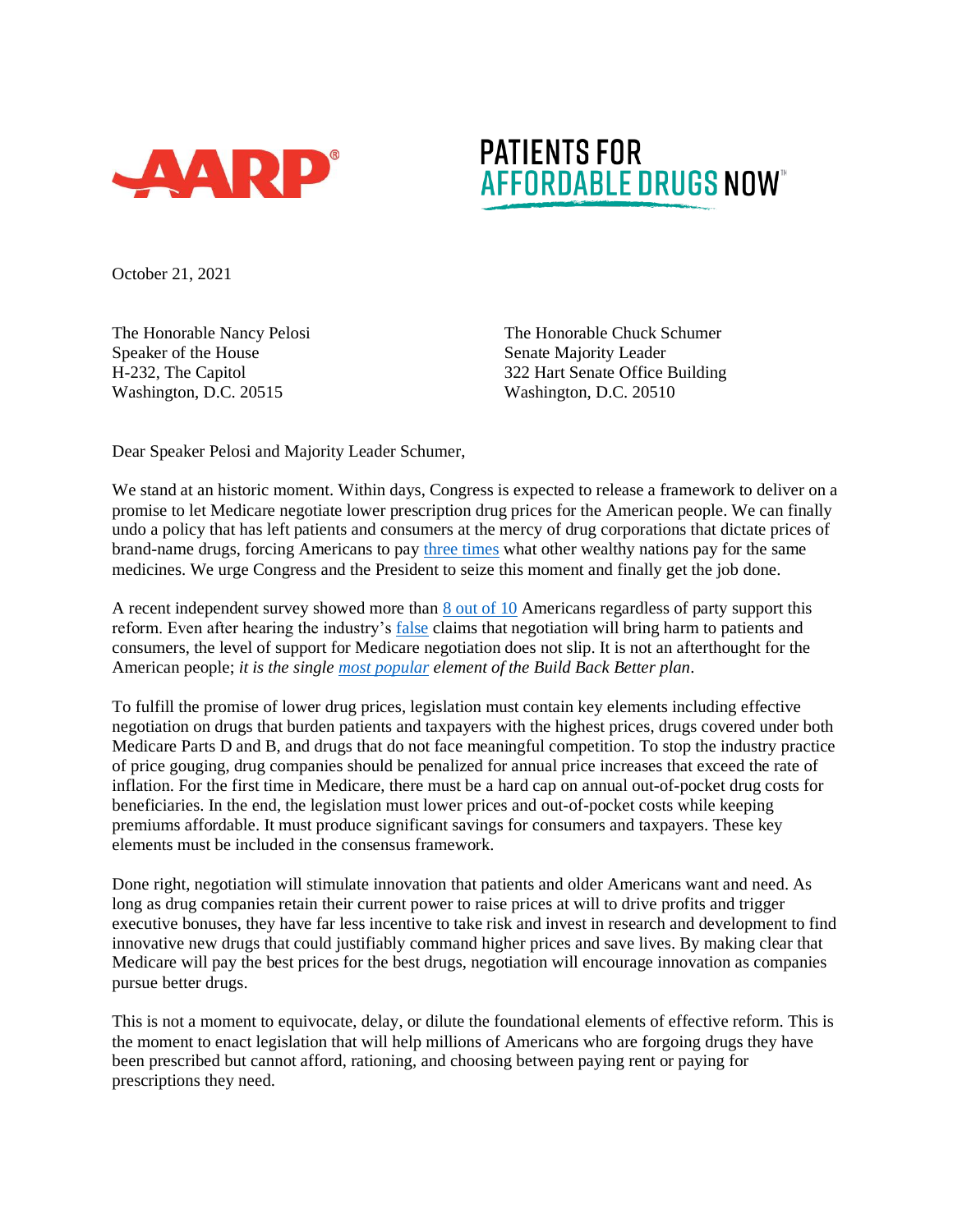AARP

PATIENTS FOR AFFORDABLE DRUGS NOW

October 21, 2021

The Honorable Nancy Pelosi
Speaker of the House
H-232, The Capitol
Washington, D.C. 20515

The Honorable Chuck Schumer
Senate Majority Leader
322 Hart Senate Office Building
Washington, D.C. 20510

Dear Speaker Pelosi and Majority Leader Schumer,

We stand at an historic moment. Within days, Congress is expected to release a framework to deliver on a promise to let Medicare negotiate lower prescription drug prices for the American people. We can finally undo a policy that has left patients and consumers at the mercy of drug corporations that dictate prices of brand-name drugs, forcing Americans to pay three times what other wealthy nations pay for the same medicines. We urge Congress and the President to seize this moment and finally get the job done.

A recent independent survey showed more than 8 out of 10 Americans regardless of party support this reform. Even after hearing the industry's false claims that negotiation will bring harm to patients and consumers, the level of support for Medicare negotiation does not slip. It is not an afterthought for the American people; *it is the single most popular element of the Build Back Better plan*.

To fulfill the promise of lower drug prices, legislation must contain key elements including effective negotiation on drugs that burden patients and taxpayers with the highest prices, drugs covered under both Medicare Parts D and B, and drugs that do not face meaningful competition. To stop the industry practice of price gouging, drug companies should be penalized for annual price increases that exceed the rate of inflation. For the first time in Medicare, there must be a hard cap on annual out-of-pocket drug costs for beneficiaries. In the end, the legislation must lower prices and out-of-pocket costs while keeping premiums affordable. It must produce significant savings for consumers and taxpayers. These key elements must be included in the consensus framework.

Done right, negotiation will stimulate innovation that patients and older Americans want and need. As long as drug companies retain their current power to raise prices at will to drive profits and trigger executive bonuses, they have far less incentive to take risk and invest in research and development to find innovative new drugs that could justifiably command higher prices and save lives. By making clear that Medicare will pay the best prices for the best drugs, negotiation will encourage innovation as companies pursue better drugs.

This is not a moment to equivocate, delay, or dilute the foundational elements of effective reform. This is the moment to enact legislation that will help millions of Americans who are forgoing drugs they have been prescribed but cannot afford, rationing, and choosing between paying rent or paying for prescriptions they need.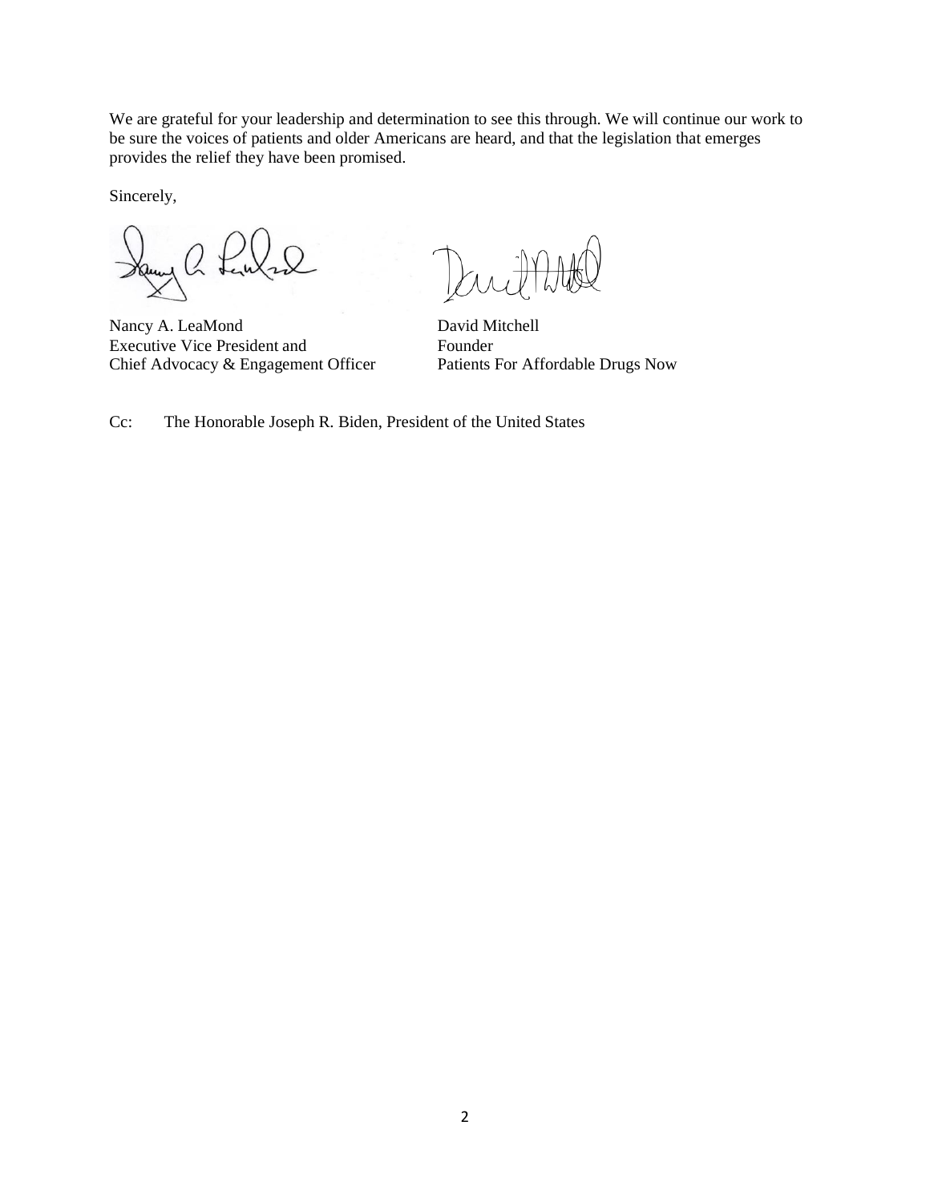We are grateful for your leadership and determination to see this through. We will continue our work to be sure the voices of patients and older Americans are heard, and that the legislation that emerges provides the relief they have been promised.

Sincerely,

Nancy A. LeaMond
Executive Vice President and
Chief Advocacy & Engagement Officer

David Mitchell
Founder
Patients For Affordable Drugs Now

Cc: The Honorable Joseph R. Biden, President of the United States